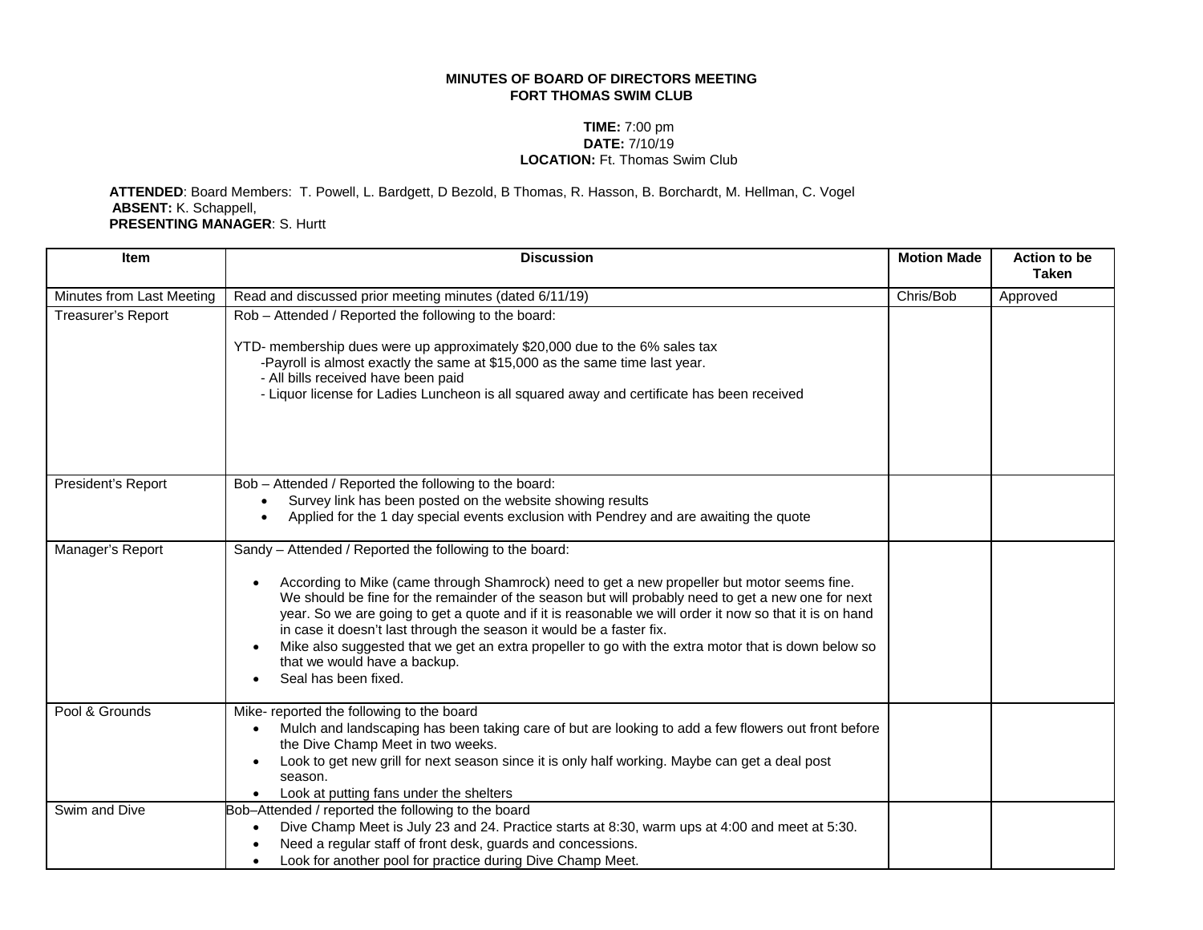**MINUTES OF BOARD OF DIRECTORS MEETING**
**FORT THOMAS SWIM CLUB**

**TIME:** 7:00 pm
**DATE:** 7/10/19
**LOCATION:** Ft. Thomas Swim Club

**ATTENDED**: Board Members: T. Powell, L. Bardgett, D Bezold, B Thomas, R. Hasson, B. Borchardt, M. Hellman, C. Vogel
**ABSENT:** K. Schappell,
**PRESENTING MANAGER**: S. Hurtt

| Item | Discussion | Motion Made | Action to be Taken |
|---|---|---|---|
| Minutes from Last Meeting | Read and discussed prior meeting minutes (dated 6/11/19) | Chris/Bob | Approved |
| Treasurer's Report | Rob – Attended / Reported the following to the board:<br><br>YTD- membership dues were up approximately $20,000 due to the 6% sales tax<br>-Payroll is almost exactly the same at $15,000 as the same time last year.<br>- All bills received have been paid<br>- Liquor license for Ladies Luncheon is all squared away and certificate has been received | | |
| President's Report | Bob – Attended / Reported the following to the board:<br>• Survey link has been posted on the website showing results<br>• Applied for the 1 day special events exclusion with Pendrey and are awaiting the quote | | |
| Manager's Report | Sandy – Attended / Reported the following to the board:<br><br>• According to Mike (came through Shamrock) need to get a new propeller but motor seems fine. We should be fine for the remainder of the season but will probably need to get a new one for next year. So we are going to get a quote and if it is reasonable we will order it now so that it is on hand in case it doesn't last through the season it would be a faster fix.<br>• Mike also suggested that we get an extra propeller to go with the extra motor that is down below so that we would have a backup.<br>• Seal has been fixed. | | |
| Pool & Grounds | Mike- reported the following to the board<br>• Mulch and landscaping has been taking care of but are looking to add a few flowers out front before the Dive Champ Meet in two weeks.<br>• Look to get new grill for next season since it is only half working. Maybe can get a deal post season.<br>• Look at putting fans under the shelters | | |
| Swim and Dive | Bob–Attended / reported the following to the board<br>• Dive Champ Meet is July 23 and 24. Practice starts at 8:30, warm ups at 4:00 and meet at 5:30.<br>• Need a regular staff of front desk, guards and concessions.<br>• Look for another pool for practice during Dive Champ Meet. | | |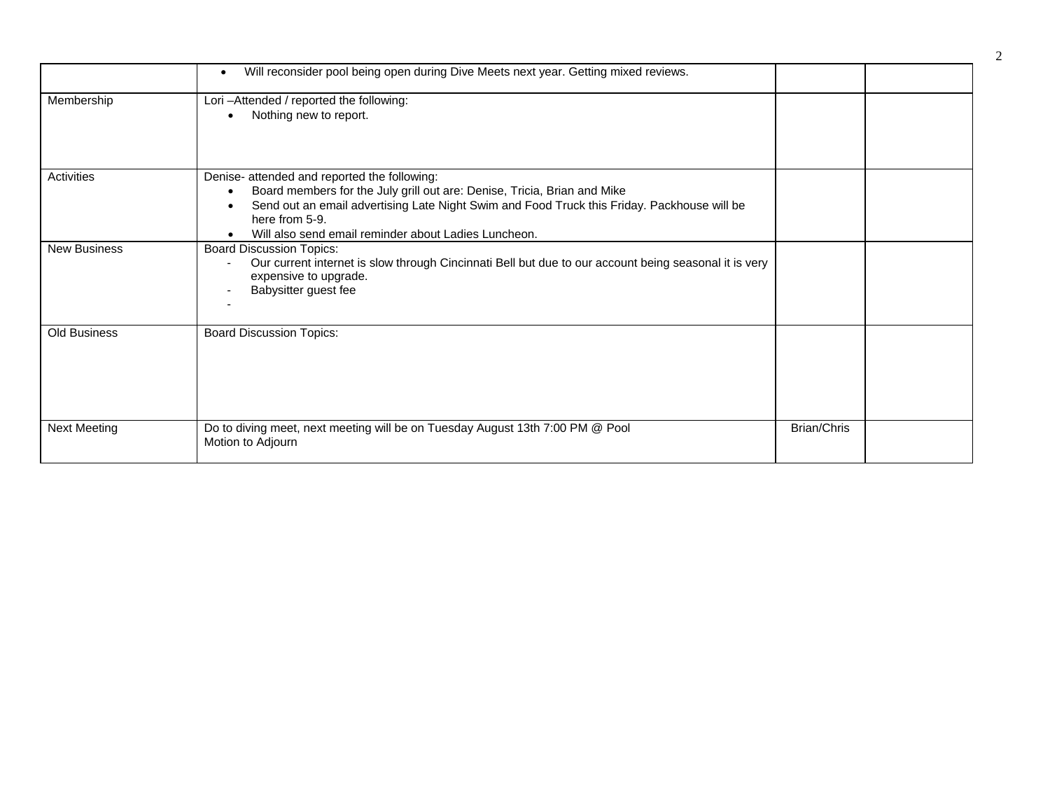| | | | |
|---|---|---|---|
| | • Will reconsider pool being open during Dive Meets next year. Getting mixed reviews. | | |
| Membership | Lori –Attended / reported the following:<br>• Nothing new to report. | | |
| Activities | Denise- attended and reported the following:<br>• Board members for the July grill out are: Denise, Tricia, Brian and Mike<br>• Send out an email advertising Late Night Swim and Food Truck this Friday. Packhouse will be here from 5-9.<br>• Will also send email reminder about Ladies Luncheon. | | |
| New Business | Board Discussion Topics:<br>- Our current internet is slow through Cincinnati Bell but due to our account being seasonal it is very expensive to upgrade.<br>- Babysitter guest fee<br>- | | |
| Old Business | Board Discussion Topics: | | |
| Next Meeting | Do to diving meet, next meeting will be on Tuesday August 13th 7:00 PM @ Pool<br>Motion to Adjourn | Brian/Chris | |